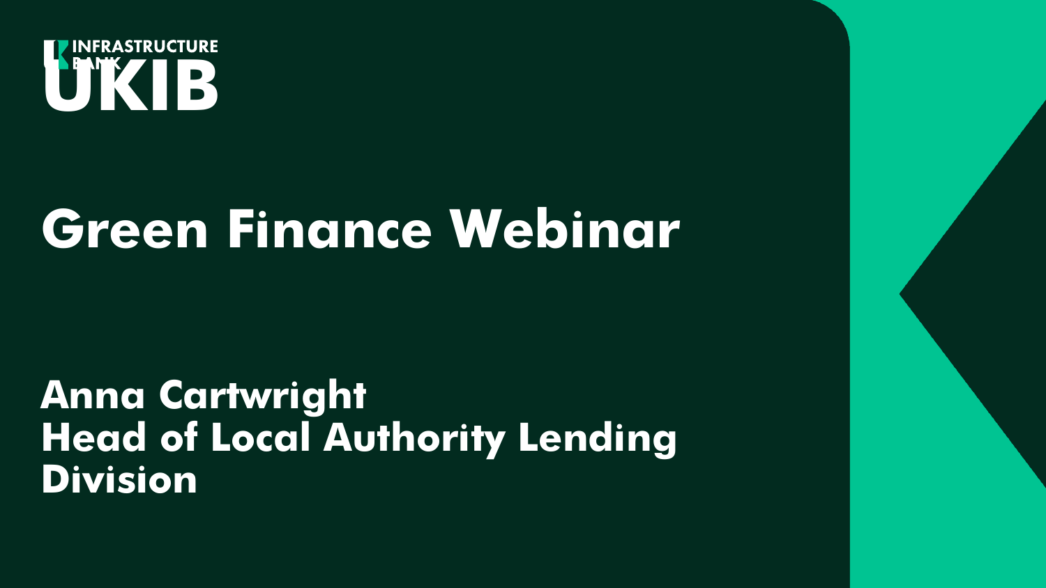UK INFRASTRUCTURE BANK

UKIB

# Green Finance Webinar

**Anna Cartwright**
**Head of Local Authority Lending Division**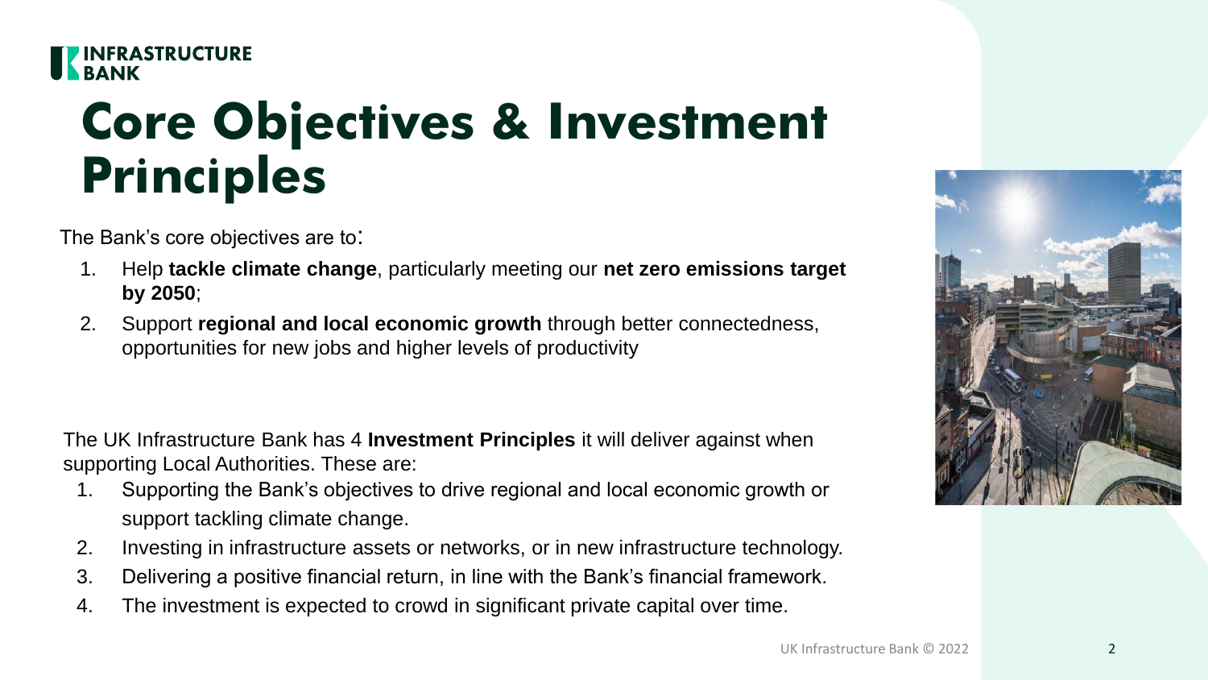# Core Objectives & Investment Principles

The Bank's core objectives are to:

1. Help **tackle climate change**, particularly meeting our **net zero emissions target by 2050**;
2. Support **regional and local economic growth** through better connectedness, opportunities for new jobs and higher levels of productivity

The UK Infrastructure Bank has 4 **Investment Principles** it will deliver against when supporting Local Authorities. These are:

1. Supporting the Bank's objectives to drive regional and local economic growth or support tackling climate change.
2. Investing in infrastructure assets or networks, or in new infrastructure technology.
3. Delivering a positive financial return, in line with the Bank's financial framework.
4. The investment is expected to crowd in significant private capital over time.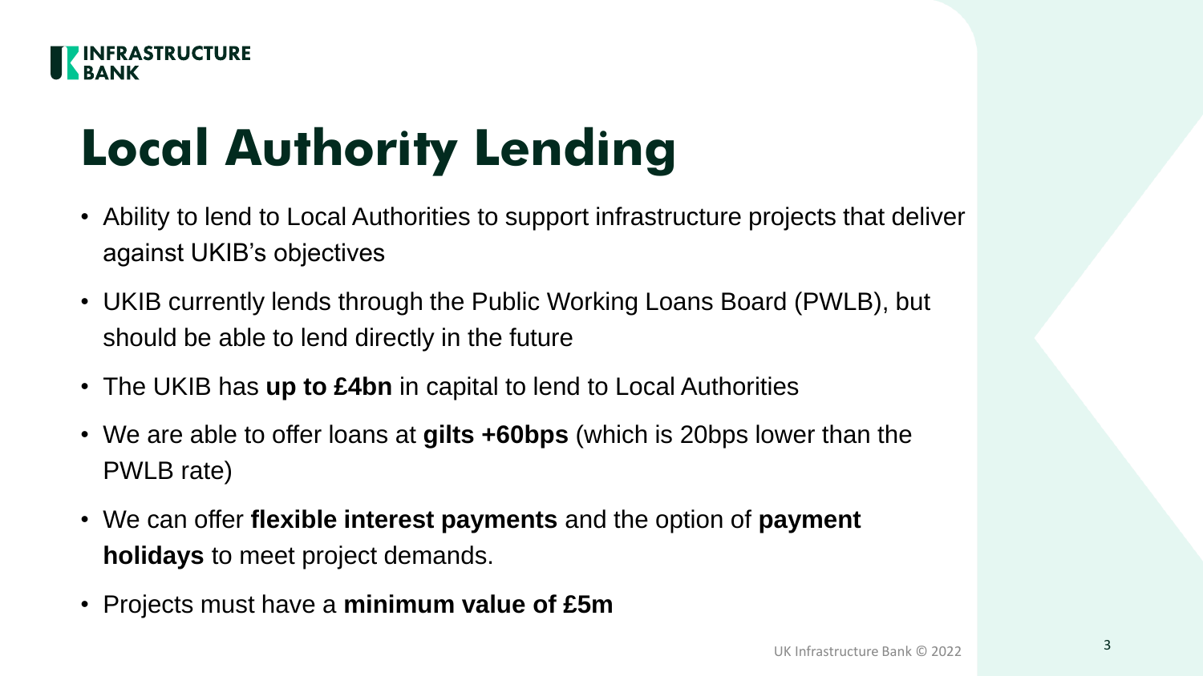# Local Authority Lending

- Ability to lend to Local Authorities to support infrastructure projects that deliver against UKIB's objectives
- UKIB currently lends through the Public Working Loans Board (PWLB), but should be able to lend directly in the future
- The UKIB has **up to £4bn** in capital to lend to Local Authorities
- We are able to offer loans at **gilts +60bps** (which is 20bps lower than the PWLB rate)
- We can offer **flexible interest payments** and the option of **payment holidays** to meet project demands.
- Projects must have a **minimum value of £5m**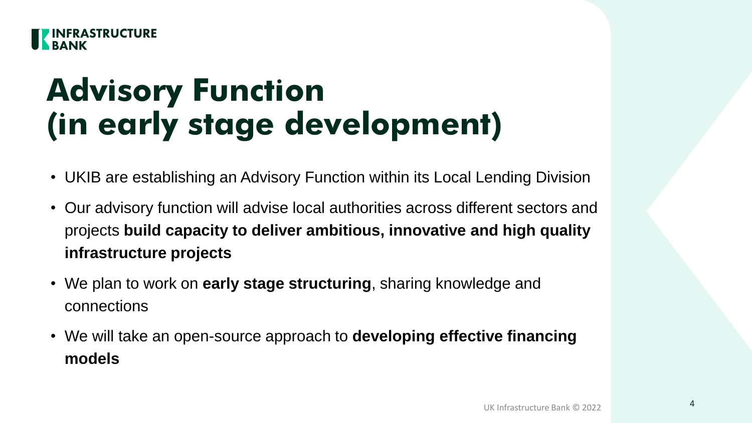# Advisory Function (in early stage development)

- UKIB are establishing an Advisory Function within its Local Lending Division
- Our advisory function will advise local authorities across different sectors and projects **build capacity to deliver ambitious, innovative and high quality infrastructure projects**
- We plan to work on **early stage structuring**, sharing knowledge and connections
- We will take an open-source approach to **developing effective financing models**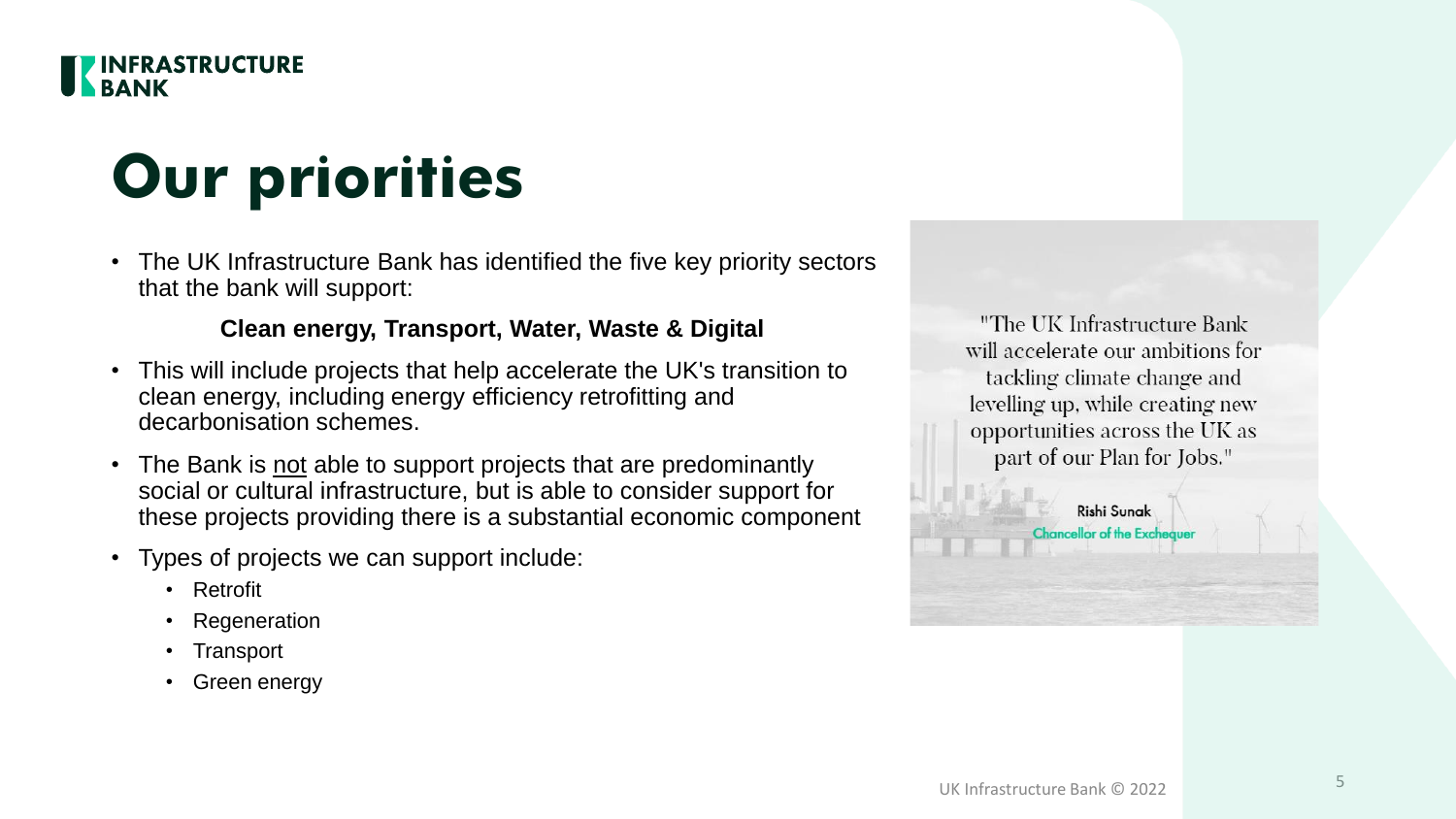# Our priorities

- The UK Infrastructure Bank has identified the five key priority sectors that the bank will support:

  **Clean energy, Transport, Water, Waste & Digital**

- This will include projects that help accelerate the UK's transition to clean energy, including energy efficiency retrofitting and decarbonisation schemes.
- The Bank is <u>not</u> able to support projects that are predominantly social or cultural infrastructure, but is able to consider support for these projects providing there is a substantial economic component
- Types of projects we can support include:
  - Retrofit
  - Regeneration
  - Transport
  - Green energy

"The UK Infrastructure Bank will accelerate our ambitions for tackling climate change and levelling up, while creating new opportunities across the UK as part of our Plan for Jobs."

Rishi Sunak
Chancellor of the Exchequer

UK Infrastructure Bank © 2022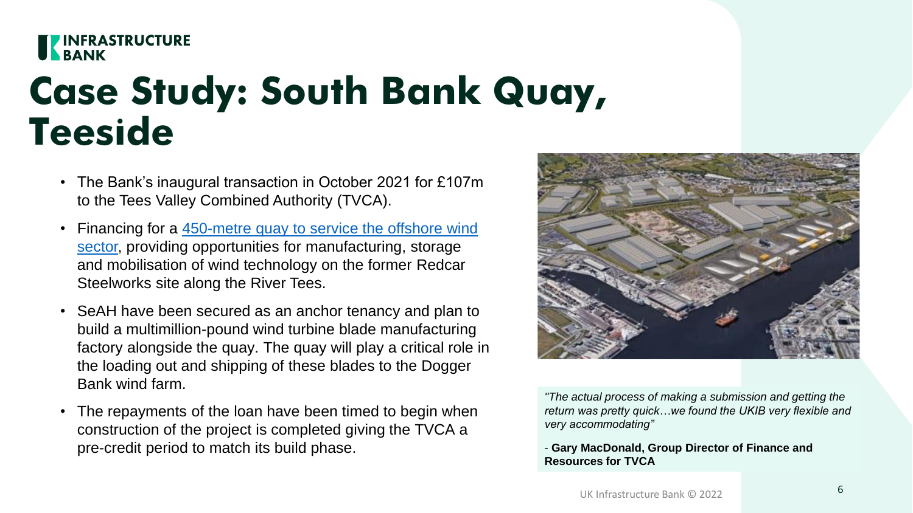# Case Study: South Bank Quay, Teeside

- The Bank's inaugural transaction in October 2021 for £107m to the Tees Valley Combined Authority (TVCA).
- Financing for a 450-metre quay to service the offshore wind sector, providing opportunities for manufacturing, storage and mobilisation of wind technology on the former Redcar Steelworks site along the River Tees.
- SeAH have been secured as an anchor tenancy and plan to build a multimillion-pound wind turbine blade manufacturing factory alongside the quay. The quay will play a critical role in the loading out and shipping of these blades to the Dogger Bank wind farm.
- The repayments of the loan have been timed to begin when construction of the project is completed giving the TVCA a pre-credit period to match its build phase.

*"The actual process of making a submission and getting the return was pretty quick…we found the UKIB very flexible and very accommodating"*

- **Gary MacDonald, Group Director of Finance and Resources for TVCA**

UK Infrastructure Bank © 2022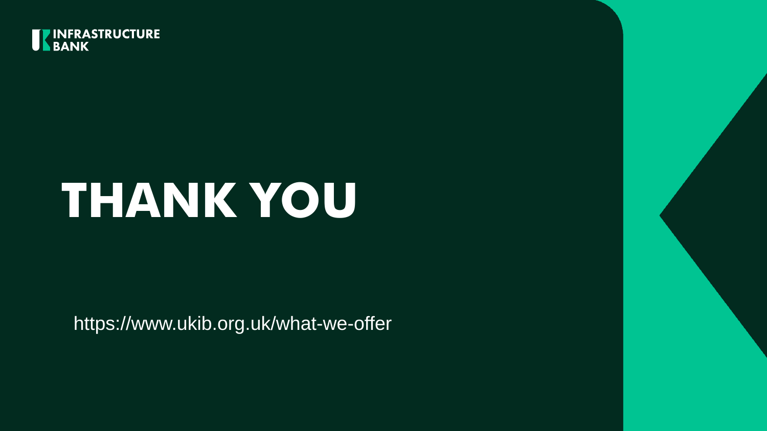UK INFRASTRUCTURE BANK

# THANK YOU

https://www.ukib.org.uk/what-we-offer